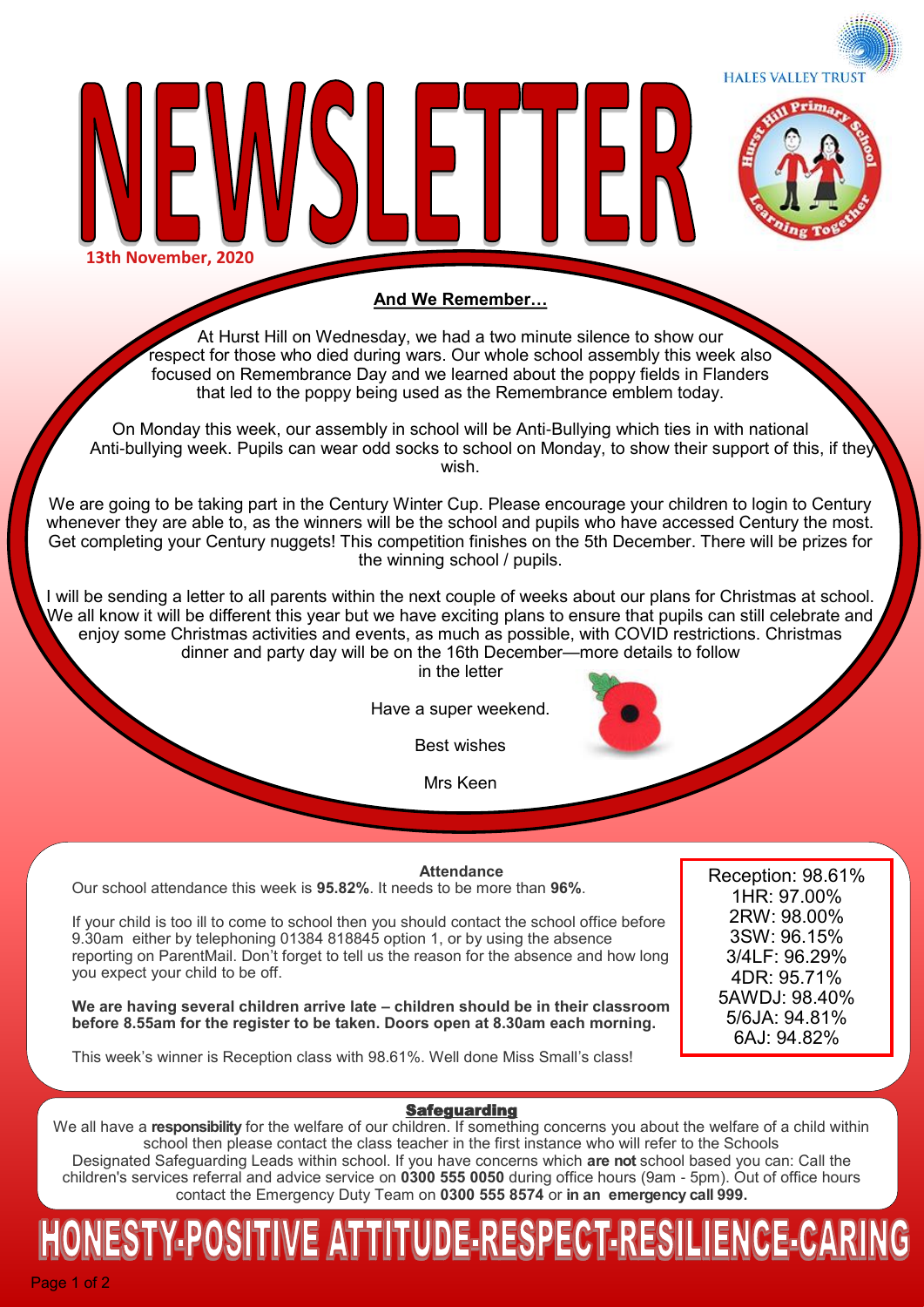# NEWSLETTER

HALES VALLEY TRUST

Hurst Hill Primary School — Learning Together

**13th November, 2020**

## And We Remember…

At Hurst Hill on Wednesday, we had a two minute silence to show our respect for those who died during wars. Our whole school assembly this week also focused on Remembrance Day and we learned about the poppy fields in Flanders that led to the poppy being used as the Remembrance emblem today.

On Monday this week, our assembly in school will be Anti-Bullying which ties in with national Anti-bullying week. Pupils can wear odd socks to school on Monday, to show their support of this, if they wish.

We are going to be taking part in the Century Winter Cup. Please encourage your children to login to Century whenever they are able to, as the winners will be the school and pupils who have accessed Century the most. Get completing your Century nuggets! This competition finishes on the 5th December. There will be prizes for the winning school / pupils.

I will be sending a letter to all parents within the next couple of weeks about our plans for Christmas at school. We all know it will be different this year but we have exciting plans to ensure that pupils can still celebrate and enjoy some Christmas activities and events, as much as possible, with COVID restrictions. Christmas dinner and party day will be on the 16th December—more details to follow in the letter

Have a super weekend.

Best wishes

Mrs Keen

## Attendance

Our school attendance this week is **95.82%**. It needs to be more than **96%**.

If your child is too ill to come to school then you should contact the school office before 9.30am either by telephoning 01384 818845 option 1, or by using the absence reporting on ParentMail. Don't forget to tell us the reason for the absence and how long you expect your child to be off.

**We are having several children arrive late – children should be in their classroom before 8.55am for the register to be taken. Doors open at 8.30am each morning.**

This week's winner is Reception class with 98.61%. Well done Miss Small's class!

Reception: 98.61%
1HR: 97.00%
2RW: 98.00%
3SW: 96.15%
3/4LF: 96.29%
4DR: 95.71%
5AWDJ: 98.40%
5/6JA: 94.81%
6AJ: 94.82%

## Safeguarding

We all have a **responsibility** for the welfare of our children. If something concerns you about the welfare of a child within school then please contact the class teacher in the first instance who will refer to the Schools Designated Safeguarding Leads within school. If you have concerns which **are not** school based you can: Call the children's services referral and advice service on **0300 555 0050** during office hours (9am - 5pm). Out of office hours contact the Emergency Duty Team on **0300 555 8574** or **in an emergency call 999.**

**HONESTY-POSITIVE ATTITUDE-RESPECT-RESILIENCE-CARING**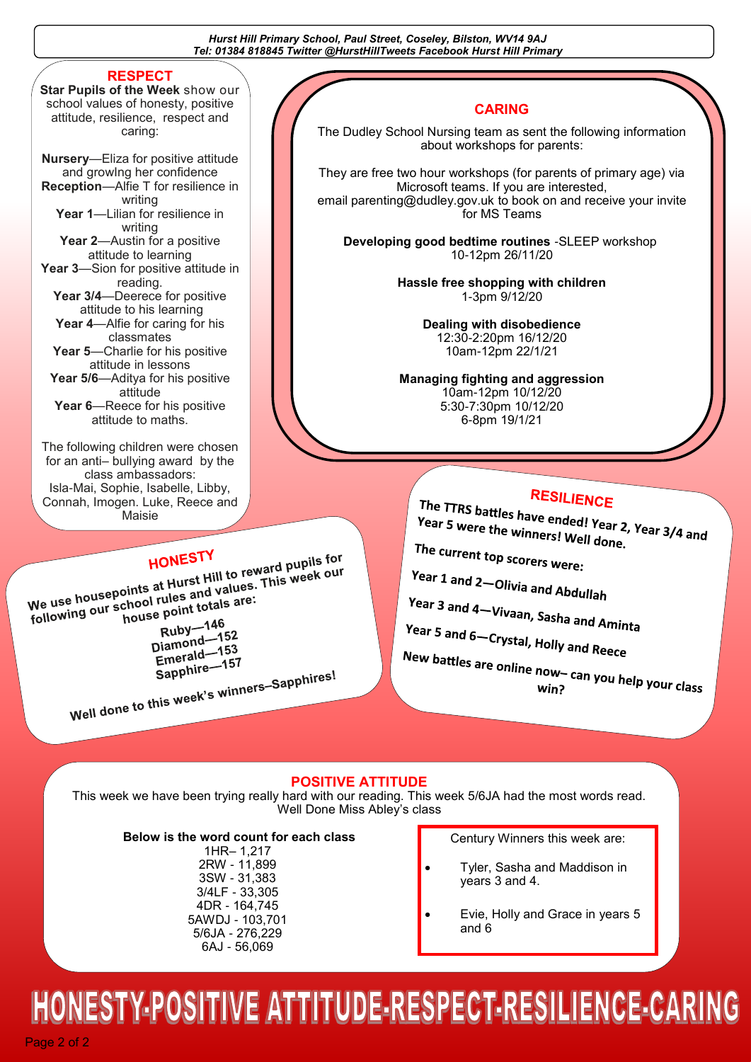*Hurst Hill Primary School, Paul Street, Coseley, Bilston, WV14 9AJ*
*Tel: 01384 818845 Twitter @HurstHillTweets Facebook Hurst Hill Primary*

## RESPECT

**Star Pupils of the Week** show our school values of honesty, positive attitude, resilience, respect and caring:

**Nursery**—Eliza for positive attitude and growIng her confidence
**Reception**—Alfie T for resilience in writing
**Year 1**—Lilian for resilience in writing
**Year 2**—Austin for a positive attitude to learning
**Year 3**—Sion for positive attitude in reading.
**Year 3/4**—Deerece for positive attitude to his learning
**Year 4**—Alfie for caring for his classmates
**Year 5**—Charlie for his positive attitude in lessons
**Year 5/6**—Aditya for his positive attitude
**Year 6**—Reece for his positive attitude to maths.

The following children were chosen for an anti– bullying award by the class ambassadors: Isla-Mai, Sophie, Isabelle, Libby, Connah, Imogen. Luke, Reece and Maisie

## CARING

The Dudley School Nursing team as sent the following information about workshops for parents:

They are free two hour workshops (for parents of primary age) via Microsoft teams. If you are interested, email parenting@dudley.gov.uk to book on and receive your invite for MS Teams

**Developing good bedtime routines** -SLEEP workshop
10-12pm 26/11/20

**Hassle free shopping with children**
1-3pm 9/12/20

**Dealing with disobedience**
12:30-2:20pm 16/12/20
10am-12pm 22/1/21

**Managing fighting and aggression**
10am-12pm 10/12/20
5:30-7:30pm 10/12/20
6-8pm 19/1/21

## HONESTY

We use housepoints at Hurst Hill to reward pupils for following our school rules and values. This week our house point totals are:

Ruby—146
Diamond—152
Emerald—153
Sapphire—157

Well done to this week's winners–Sapphires!

## RESILIENCE

The TTRS battles have ended! Year 2, Year 3/4 and Year 5 were the winners! Well done.

The current top scorers were:

Year 1 and 2—Olivia and Abdullah

Year 3 and 4—Vivaan, Sasha and Aminta

Year 5 and 6—Crystal, Holly and Reece

New battles are online now– can you help your class win?

## POSITIVE ATTITUDE

This week we have been trying really hard with our reading. This week 5/6JA had the most words read. Well Done Miss Abley's class

**Below is the word count for each class**

1HR– 1,217
2RW - 11,899
3SW - 31,383
3/4LF - 33,305
4DR - 164,745
5AWDJ - 103,701
5/6JA - 276,229
6AJ - 56,069

Century Winners this week are:

- Tyler, Sasha and Maddison in years 3 and 4.
- Evie, Holly and Grace in years 5 and 6

**HONESTY-POSITIVE ATTITUDE-RESPECT-RESILIENCE-CARING**